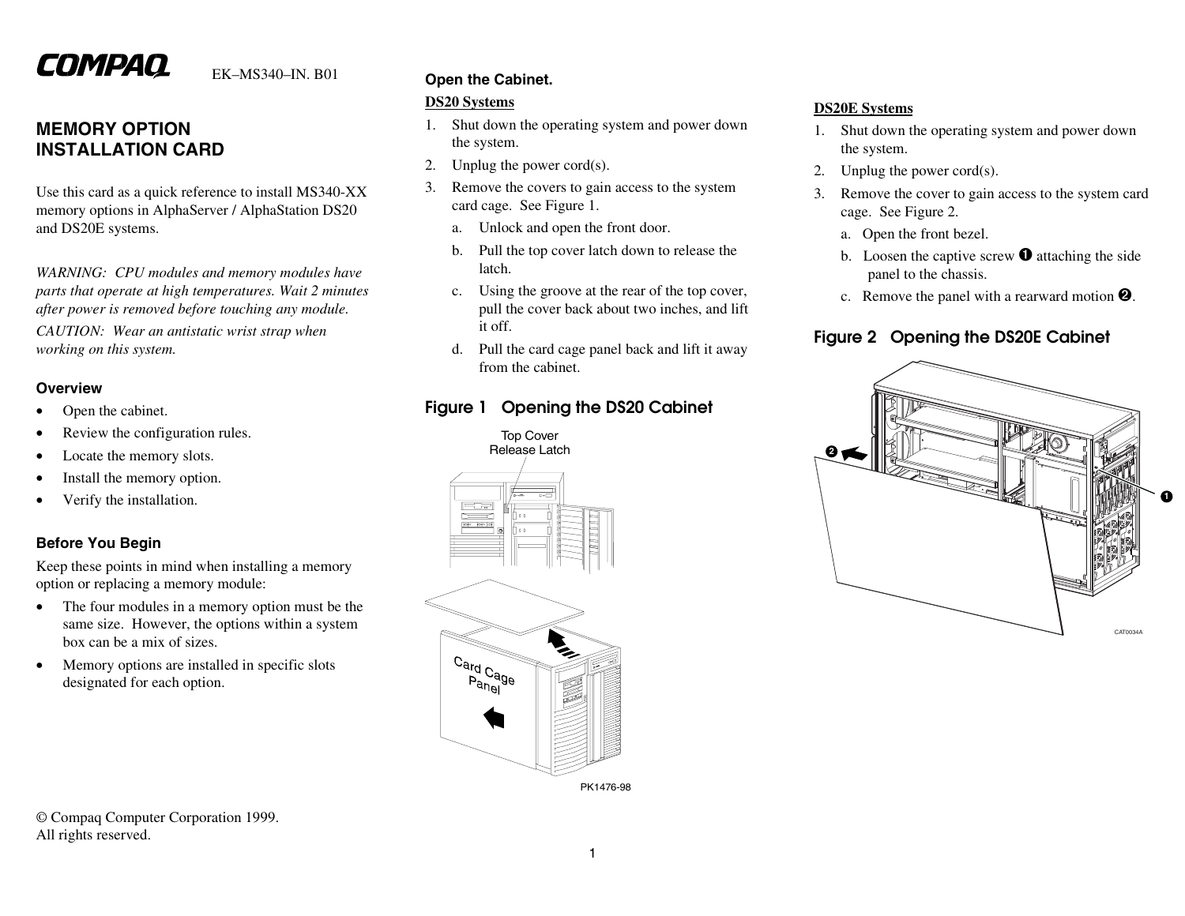COMPAQ EK–MS340–IN. B01

# MEMORY OPTION INSTALLATION CARD

Use this card as a quick reference to install MS340-XX memory options in AlphaServer / AlphaStation DS20 and DS20E systems.

*WARNING: CPU modules and memory modules have parts that operate at high temperatures. Wait 2 minutes after power is removed before touching any module.*

*CAUTION: Wear an antistatic wrist strap when working on this system.*

### Overview

- Open the cabinet.
- Review the configuration rules.
- Locate the memory slots.
- Install the memory option.
- Verify the installation.

### Before You Begin

Keep these points in mind when installing a memory option or replacing a memory module:

- The four modules in a memory option must be the same size. However, the options within a system box can be a mix of sizes.
- Memory options are installed in specific slots designated for each option.

© Compaq Computer Corporation 1999.
All rights reserved.

### Open the Cabinet.

**DS20 Systems**

1. Shut down the operating system and power down the system.
2. Unplug the power cord(s).
3. Remove the covers to gain access to the system card cage. See Figure 1.
   a. Unlock and open the front door.
   b. Pull the top cover latch down to release the latch.
   c. Using the groove at the rear of the top cover, pull the cover back about two inches, and lift it off.
   d. Pull the card cage panel back and lift it away from the cabinet.

### Figure 1 Opening the DS20 Cabinet

Top Cover Release Latch

Card Cage Panel

PK1476-98

**DS20E Systems**

1. Shut down the operating system and power down the system.
2. Unplug the power cord(s).
3. Remove the cover to gain access to the system card cage. See Figure 2.
   a. Open the front bezel.
   b. Loosen the captive screw ❶ attaching the side panel to the chassis.
   c. Remove the panel with a rearward motion ❷.

### Figure 2 Opening the DS20E Cabinet

CAT0034A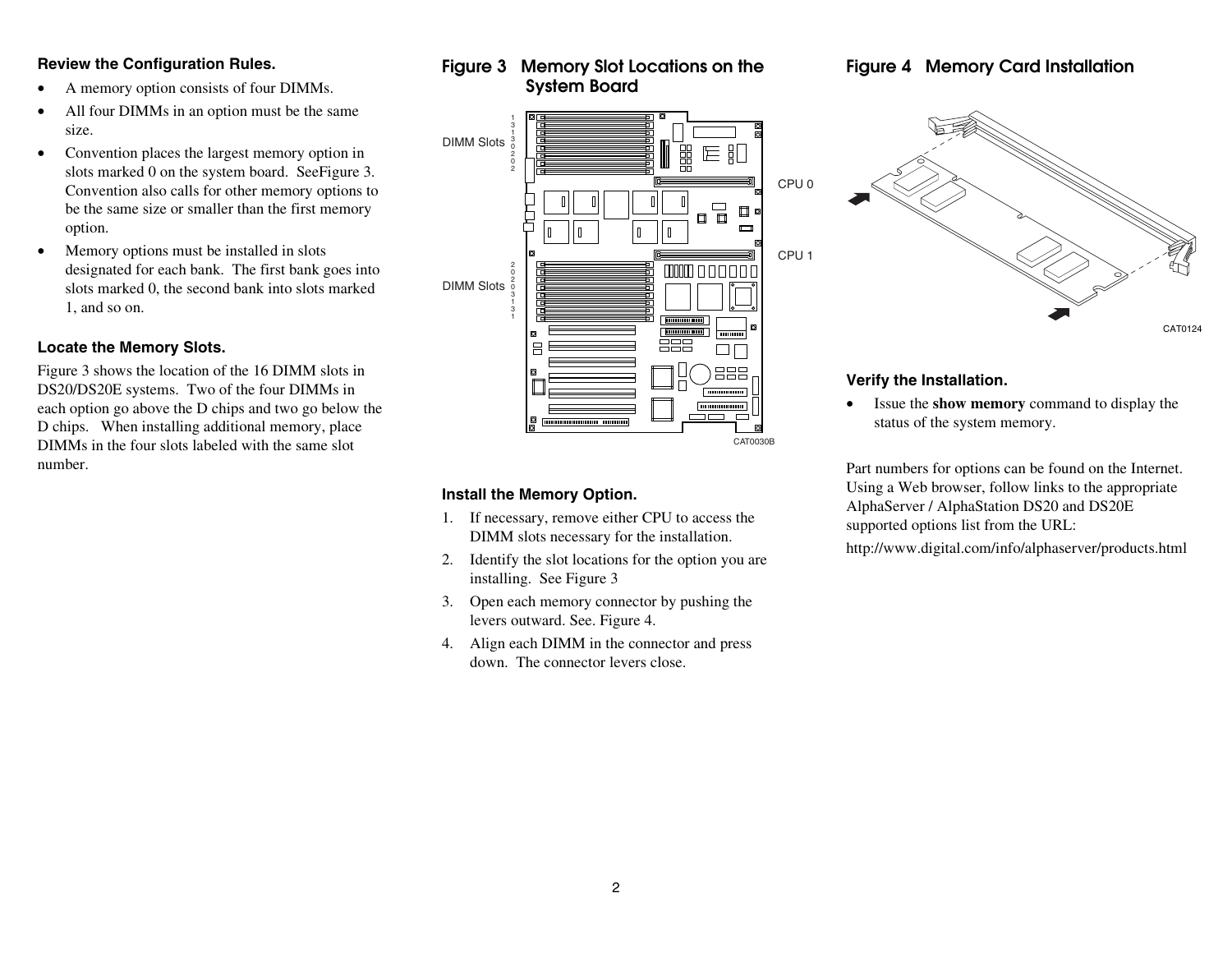### Review the Configuration Rules.

- A memory option consists of four DIMMs.
- All four DIMMs in an option must be the same size.
- Convention places the largest memory option in slots marked 0 on the system board. SeeFigure 3. Convention also calls for other memory options to be the same size or smaller than the first memory option.
- Memory options must be installed in slots designated for each bank. The first bank goes into slots marked 0, the second bank into slots marked 1, and so on.

### Locate the Memory Slots.

Figure 3 shows the location of the 16 DIMM slots in DS20/DS20E systems. Two of the four DIMMs in each option go above the D chips and two go below the D chips. When installing additional memory, place DIMMs in the four slots labeled with the same slot number.

## Figure 3 Memory Slot Locations on the System Board

DIMM Slots
1
3
1
3
0
2
0
2

CPU 0

CPU 1

DIMM Slots
2
0
2
0
3
1
3
1

CAT0030B

### Install the Memory Option.

1. If necessary, remove either CPU to access the DIMM slots necessary for the installation.
2. Identify the slot locations for the option you are installing. See Figure 3
3. Open each memory connector by pushing the levers outward. See. Figure 4.
4. Align each DIMM in the connector and press down. The connector levers close.

## Figure 4 Memory Card Installation

CAT0124

### Verify the Installation.

- Issue the **show memory** command to display the status of the system memory.

Part numbers for options can be found on the Internet. Using a Web browser, follow links to the appropriate AlphaServer / AlphaStation DS20 and DS20E supported options list from the URL:

http://www.digital.com/info/alphaserver/products.html